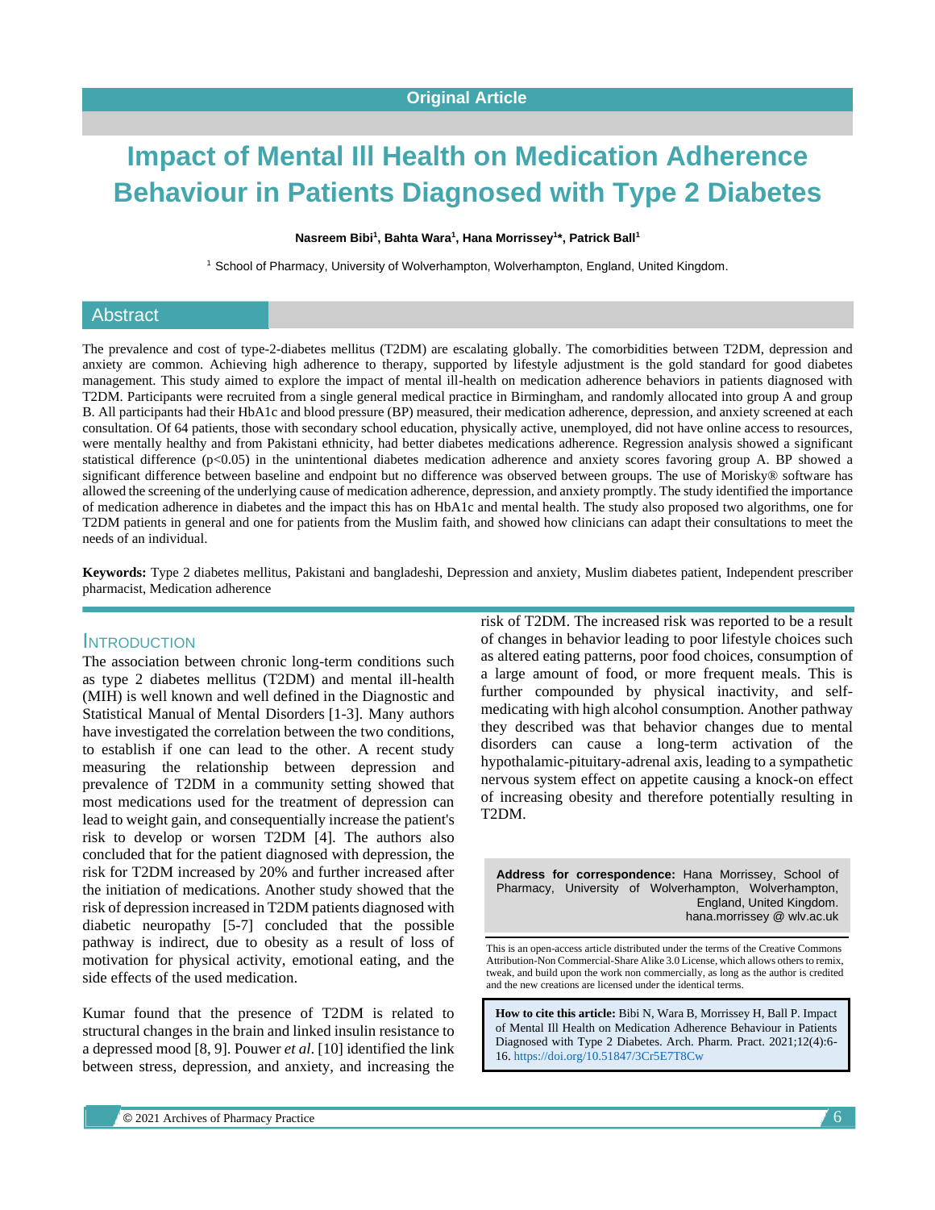Original Article

# Impact of Mental Ill Health on Medication Adherence Behaviour in Patients Diagnosed with Type 2 Diabetes

**Nasreem Bibi[1], Bahta Wara[1], Hana Morrissey[1]*, Patrick Ball[1]**

[1] School of Pharmacy, University of Wolverhampton, Wolverhampton, England, United Kingdom.

## Abstract

The prevalence and cost of type-2-diabetes mellitus (T2DM) are escalating globally. The comorbidities between T2DM, depression and anxiety are common. Achieving high adherence to therapy, supported by lifestyle adjustment is the gold standard for good diabetes management. This study aimed to explore the impact of mental ill-health on medication adherence behaviors in patients diagnosed with T2DM. Participants were recruited from a single general medical practice in Birmingham, and randomly allocated into group A and group B. All participants had their HbA1c and blood pressure (BP) measured, their medication adherence, depression, and anxiety screened at each consultation. Of 64 patients, those with secondary school education, physically active, unemployed, did not have online access to resources, were mentally healthy and from Pakistani ethnicity, had better diabetes medications adherence. Regression analysis showed a significant statistical difference ($p<0.05$) in the unintentional diabetes medication adherence and anxiety scores favoring group A. BP showed a significant difference between baseline and endpoint but no difference was observed between groups. The use of Morisky® software has allowed the screening of the underlying cause of medication adherence, depression, and anxiety promptly. The study identified the importance of medication adherence in diabetes and the impact this has on HbA1c and mental health. The study also proposed two algorithms, one for T2DM patients in general and one for patients from the Muslim faith, and showed how clinicians can adapt their consultations to meet the needs of an individual.

**Keywords:** Type 2 diabetes mellitus, Pakistani and bangladeshi, Depression and anxiety, Muslim diabetes patient, Independent prescriber pharmacist, Medication adherence

## Introduction

The association between chronic long-term conditions such as type 2 diabetes mellitus (T2DM) and mental ill-health (MIH) is well known and well defined in the Diagnostic and Statistical Manual of Mental Disorders [1-3]. Many authors have investigated the correlation between the two conditions, to establish if one can lead to the other. A recent study measuring the relationship between depression and prevalence of T2DM in a community setting showed that most medications used for the treatment of depression can lead to weight gain, and consequentially increase the patient's risk to develop or worsen T2DM [4]. The authors also concluded that for the patient diagnosed with depression, the risk for T2DM increased by 20% and further increased after the initiation of medications. Another study showed that the risk of depression increased in T2DM patients diagnosed with diabetic neuropathy [5-7] concluded that the possible pathway is indirect, due to obesity as a result of loss of motivation for physical activity, emotional eating, and the side effects of the used medication.

Kumar found that the presence of T2DM is related to structural changes in the brain and linked insulin resistance to a depressed mood [8, 9]. Pouwer *et al*. [10] identified the link between stress, depression, and anxiety, and increasing the risk of T2DM. The increased risk was reported to be a result of changes in behavior leading to poor lifestyle choices such as altered eating patterns, poor food choices, consumption of a large amount of food, or more frequent meals. This is further compounded by physical inactivity, and self-medicating with high alcohol consumption. Another pathway they described was that behavior changes due to mental disorders can cause a long-term activation of the hypothalamic-pituitary-adrenal axis, leading to a sympathetic nervous system effect on appetite causing a knock-on effect of increasing obesity and therefore potentially resulting in T2DM.

**Address for correspondence:** Hana Morrissey, School of Pharmacy, University of Wolverhampton, Wolverhampton, England, United Kingdom. hana.morrissey @ wlv.ac.uk

This is an open-access article distributed under the terms of the Creative Commons Attribution-Non Commercial-Share Alike 3.0 License, which allows others to remix, tweak, and build upon the work non commercially, as long as the author is credited and the new creations are licensed under the identical terms.

**How to cite this article:** Bibi N, Wara B, Morrissey H, Ball P. Impact of Mental Ill Health on Medication Adherence Behaviour in Patients Diagnosed with Type 2 Diabetes. Arch. Pharm. Pract. 2021;12(4):6-16. https://doi.org/10.51847/3Cr5E7T8Cw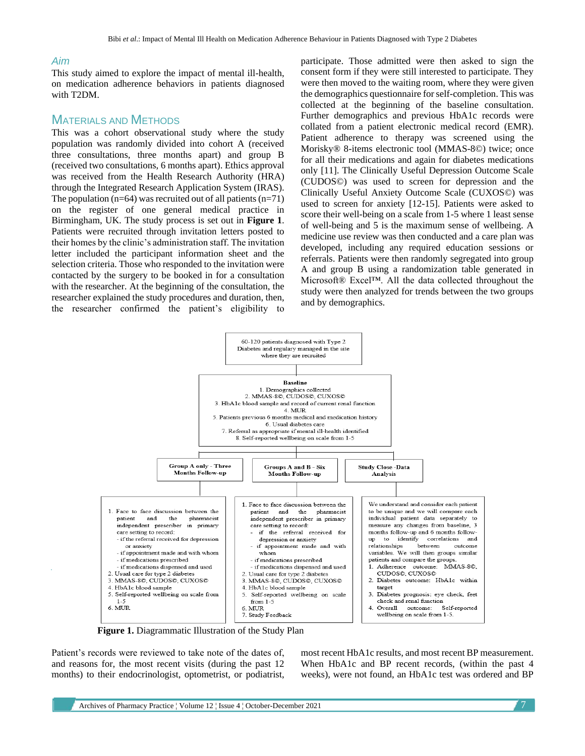### *Aim*

This study aimed to explore the impact of mental ill-health, on medication adherence behaviors in patients diagnosed with T2DM.

## Materials and Methods

This was a cohort observational study where the study population was randomly divided into cohort A (received three consultations, three months apart) and group B (received two consultations, 6 months apart). Ethics approval was received from the Health Research Authority (HRA) through the Integrated Research Application System (IRAS). The population (n=64) was recruited out of all patients (n=71) on the register of one general medical practice in Birmingham, UK. The study process is set out in **Figure 1**. Patients were recruited through invitation letters posted to their homes by the clinic's administration staff. The invitation letter included the participant information sheet and the selection criteria. Those who responded to the invitation were contacted by the surgery to be booked in for a consultation with the researcher. At the beginning of the consultation, the researcher explained the study procedures and duration, then, the researcher confirmed the patient's eligibility to participate. Those admitted were then asked to sign the consent form if they were still interested to participate. They were then moved to the waiting room, where they were given the demographics questionnaire for self-completion. This was collected at the beginning of the baseline consultation. Further demographics and previous HbA1c records were collated from a patient electronic medical record (EMR). Patient adherence to therapy was screened using the Morisky® 8-items electronic tool (MMAS-8©) twice; once for all their medications and again for diabetes medications only [11]. The Clinically Useful Depression Outcome Scale (CUDOS©) was used to screen for depression and the Clinically Useful Anxiety Outcome Scale (CUXOS©) was used to screen for anxiety [12-15]. Patients were asked to score their well-being on a scale from 1-5 where 1 least sense of well-being and 5 is the maximum sense of wellbeing. A medicine use review was then conducted and a care plan was developed, including any required education sessions or referrals. Patients were then randomly segregated into group A and group B using a randomization table generated in Microsoft® Excel™. All the data collected throughout the study were then analyzed for trends between the two groups and by demographics.

60-120 patients diagnosed with Type 2 Diabetes and regulary managed in the site where they are recruited

**Baseline**
1. Demographics collected
2. MMAS-8©, CUDOS©, CUXOS©
3. HbA1c blood sample and record of current renal function
4. MUR
5. Patients previous 6 months medical and medication history
6. Usual diabetes care
7. Referral as appropriate if mental ill-health identified
8. Self-reported wellbeing on scale from 1-5

**Group A only - Three Months Follow-up**
1. Face to face discussion between the patient and the pharmacist independent prescriber in primary care setting to record:
   - if the referral received for depression or anxiety
   - if appointment made and with whom
   - if medications prescribed
   - if medications dispensed and used
2. Usual care for type 2 diabetes
3. MMAS-8©, CUDOS©, CUXOS©
4. HbA1c blood sample
5. Self-reported wellbeing on scale from 1-5
6. MUR

**Groups A and B - Six Months Follow-up**
1. Face to face discussion between the patient and the pharmacist independent prescriber in primary care setting to record:
   - if the referral received for depression or anxiety
   - if appointment made and with whom
   - if medications prescribed
   - if medications dispensed and used
2. Usual care for type 2 diabetes
3. MMAS-8©, CUDOS©, CUXOS©
4. HbA1c blood sample
5. Self-reported wellbeing on scale from 1-5
6. MUR
7. Study Feedback

**Study Close -Data Analysis**
We understand and consider each patient to be unique and we will compare each individual patient data separately to measure any changes from baseline, 3 months follow-up and 6 months follow-up to identify correlations and relationships between outcome variables. We will then groups similar patients and compare the groups.
1. Adherence outcome: MMAS-8©, CUDOS©, CUXOS©
2. Diabetes outcome: HbA1c within target
3. Diabetes prognosis: eye check, feet check and renal function
4. Overall outcome: Self-reported wellbeing on scale from 1-5.

**Figure 1.** Diagrammatic Illustration of the Study Plan

Patient's records were reviewed to take note of the dates of, and reasons for, the most recent visits (during the past 12 months) to their endocrinologist, optometrist, or podiatrist, most recent HbA1c results, and most recent BP measurement. When HbA1c and BP recent records, (within the past 4 weeks), were not found, an HbA1c test was ordered and BP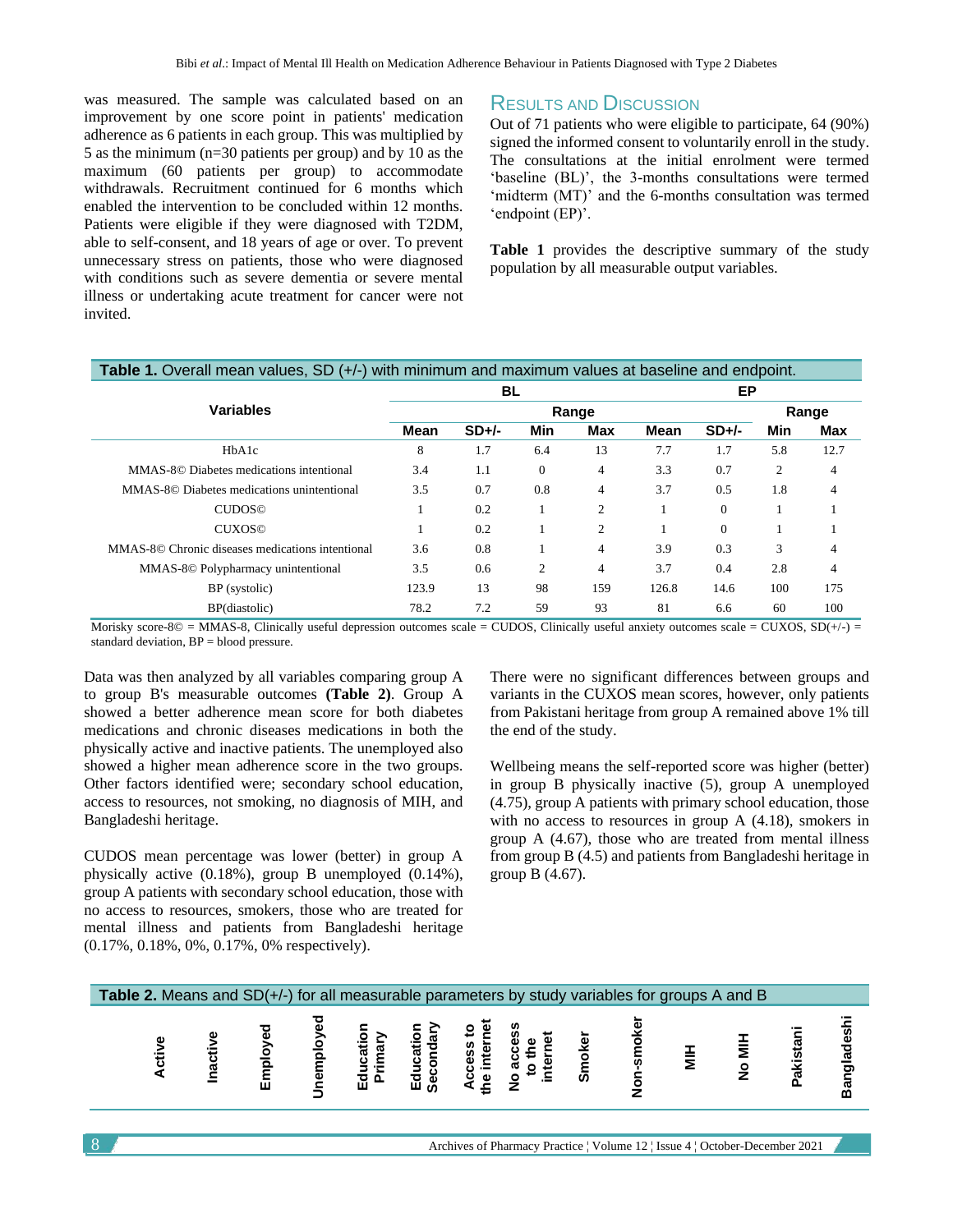was measured. The sample was calculated based on an improvement by one score point in patients' medication adherence as 6 patients in each group. This was multiplied by 5 as the minimum (n=30 patients per group) and by 10 as the maximum (60 patients per group) to accommodate withdrawals. Recruitment continued for 6 months which enabled the intervention to be concluded within 12 months. Patients were eligible if they were diagnosed with T2DM, able to self-consent, and 18 years of age or over. To prevent unnecessary stress on patients, those who were diagnosed with conditions such as severe dementia or severe mental illness or undertaking acute treatment for cancer were not invited.

## Results and Discussion

Out of 71 patients who were eligible to participate, 64 (90%) signed the informed consent to voluntarily enroll in the study. The consultations at the initial enrolment were termed 'baseline (BL)', the 3-months consultations were termed 'midterm (MT)' and the 6-months consultation was termed 'endpoint (EP)'.

**Table 1** provides the descriptive summary of the study population by all measurable output variables.

**Table 1.** Overall mean values, SD (+/-) with minimum and maximum values at baseline and endpoint.

| Variables | BL | | | | EP | | | |
|---|---|---|---|---|---|---|---|---|
| | | | Range | | | | Range | |
| | Mean | SD+/- | Min | Max | Mean | SD+/- | Min | Max |
| HbA1c | 8 | 1.7 | 6.4 | 13 | 7.7 | 1.7 | 5.8 | 12.7 |
| MMAS-8© Diabetes medications intentional | 3.4 | 1.1 | 0 | 4 | 3.3 | 0.7 | 2 | 4 |
| MMAS-8© Diabetes medications unintentional | 3.5 | 0.7 | 0.8 | 4 | 3.7 | 0.5 | 1.8 | 4 |
| CUDOS© | 1 | 0.2 | 1 | 2 | 1 | 0 | 1 | 1 |
| CUXOS© | 1 | 0.2 | 1 | 2 | 1 | 0 | 1 | 1 |
| MMAS-8© Chronic diseases medications intentional | 3.6 | 0.8 | 1 | 4 | 3.9 | 0.3 | 3 | 4 |
| MMAS-8© Polypharmacy unintentional | 3.5 | 0.6 | 2 | 4 | 3.7 | 0.4 | 2.8 | 4 |
| BP (systolic) | 123.9 | 13 | 98 | 159 | 126.8 | 14.6 | 100 | 175 |
| BP(diastolic) | 78.2 | 7.2 | 59 | 93 | 81 | 6.6 | 60 | 100 |

Morisky score-8© = MMAS-8, Clinically useful depression outcomes scale = CUDOS, Clinically useful anxiety outcomes scale = CUXOS, SD(+/-) = standard deviation, BP = blood pressure.

Data was then analyzed by all variables comparing group A to group B's measurable outcomes **(Table 2)**. Group A showed a better adherence mean score for both diabetes medications and chronic diseases medications in both the physically active and inactive patients. The unemployed also showed a higher mean adherence score in the two groups. Other factors identified were; secondary school education, access to resources, not smoking, no diagnosis of MIH, and Bangladeshi heritage.

CUDOS mean percentage was lower (better) in group A physically active (0.18%), group B unemployed (0.14%), group A patients with secondary school education, those with no access to resources, smokers, those who are treated for mental illness and patients from Bangladeshi heritage (0.17%, 0.18%, 0%, 0.17%, 0% respectively).

There were no significant differences between groups and variants in the CUXOS mean scores, however, only patients from Pakistani heritage from group A remained above 1% till the end of the study.

Wellbeing means the self-reported score was higher (better) in group B physically inactive (5), group A unemployed (4.75), group A patients with primary school education, those with no access to resources in group A (4.18), smokers in group A (4.67), those who are treated from mental illness from group B (4.5) and patients from Bangladeshi heritage in group B (4.67).

**Table 2.** Means and SD(+/-) for all measurable parameters by study variables for groups A and B

| | Active | Inactive | Employed | Unemployed | Education Primary | Education Secondary | Access to the internet | No access to the internet | Smoker | Non-smoker | MIH | No MIH | Pakistani | Bangladeshi |
|---|---|---|---|---|---|---|---|---|---|---|---|---|---|---|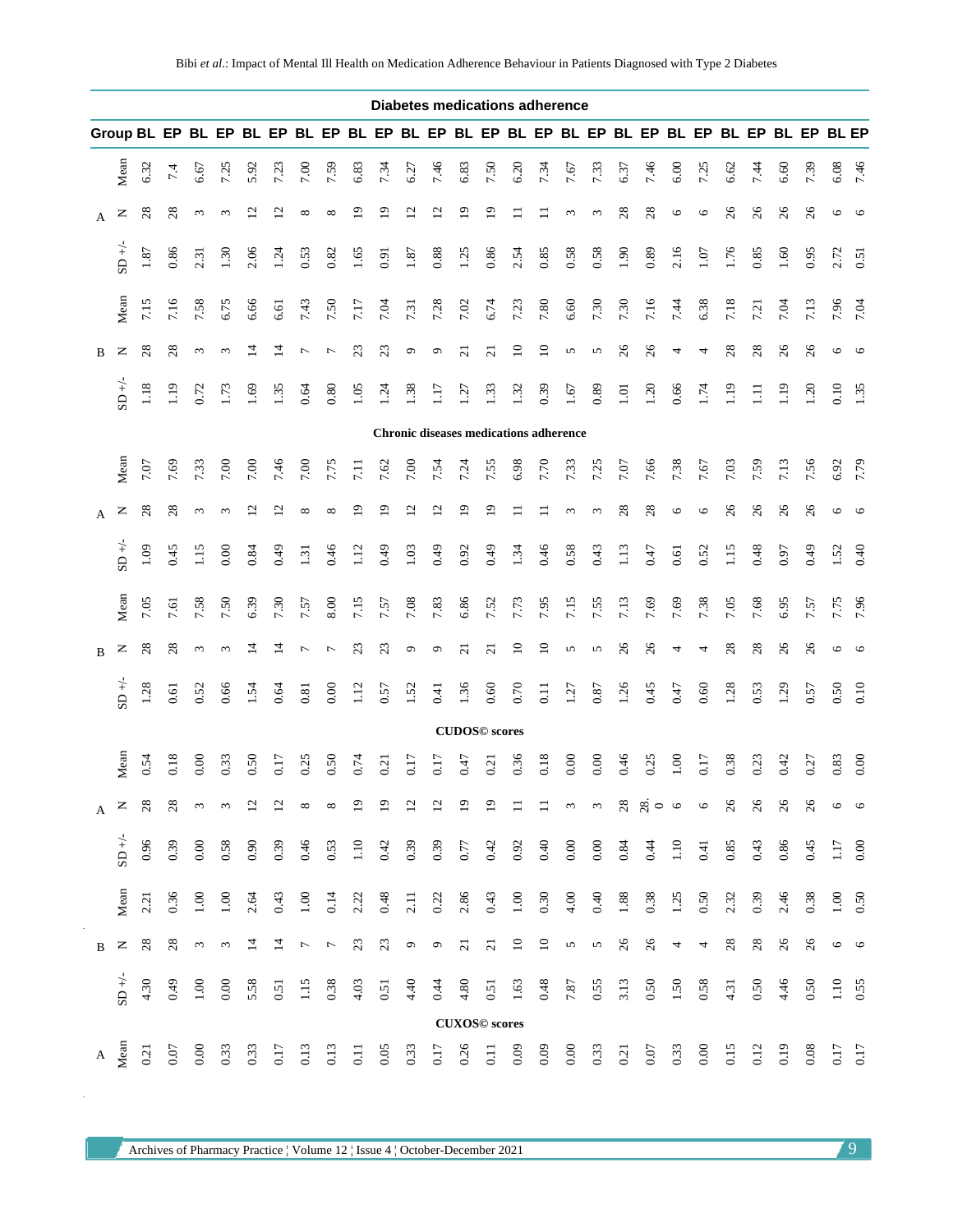| Group | | BL | EP | BL | EP | BL | EP | BL | EP | BL | EP | BL | EP | BL | EP | BL | EP | BL | EP | BL | EP | BL | EP | BL | EP | BL | EP | BL | EP |
|---|---|---|---|---|---|---|---|---|---|---|---|---|---|---|---|---|---|---|---|---|---|---|---|---|---|---|---|---|---|
| **Diabetes medications adherence** | | | | | | | | | | | | | | | | | | | | | | | | | | | | | |
| A | Mean | 6.32 | 7.4 | 6.67 | 7.25 | 5.92 | 7.23 | 7.00 | 7.59 | 6.83 | 7.34 | 6.27 | 7.46 | 6.83 | 7.50 | 6.20 | 7.34 | 7.67 | 7.33 | 6.37 | 7.46 | 6.00 | 7.25 | 6.62 | 7.44 | 6.60 | 7.39 | 6.08 | 7.46 |
| | N | 28 | 28 | 3 | 3 | 12 | 12 | 8 | 8 | 19 | 19 | 12 | 12 | 19 | 19 | 11 | 11 | 3 | 3 | 28 | 28 | 6 | 6 | 26 | 26 | 26 | 26 | 6 | 6 |
| | SD +/- | 1.87 | 0.86 | 2.31 | 1.30 | 2.06 | 1.24 | 0.53 | 0.82 | 1.65 | 0.91 | 1.87 | 0.88 | 1.25 | 0.86 | 2.54 | 0.85 | 0.58 | 0.58 | 1.90 | 0.89 | 2.16 | 1.07 | 1.76 | 0.85 | 1.60 | 0.95 | 2.72 | 0.51 |
| B | Mean | 7.15 | 7.16 | 7.58 | 6.75 | 6.66 | 6.61 | 7.43 | 7.50 | 7.17 | 7.04 | 7.31 | 7.28 | 7.02 | 6.74 | 7.23 | 7.80 | 6.60 | 7.30 | 7.30 | 7.16 | 7.44 | 6.38 | 7.18 | 7.21 | 7.04 | 7.13 | 7.96 | 7.04 |
| | N | 28 | 28 | 3 | 3 | 14 | 14 | 7 | 7 | 23 | 23 | 9 | 9 | 21 | 21 | 10 | 10 | 5 | 5 | 26 | 26 | 4 | 4 | 28 | 28 | 26 | 26 | 6 | 6 |
| | SD +/- | 1.18 | 1.19 | 0.72 | 1.73 | 1.69 | 1.35 | 0.64 | 0.80 | 1.05 | 1.24 | 1.38 | 1.17 | 1.27 | 1.33 | 1.32 | 0.39 | 1.67 | 0.89 | 1.01 | 1.20 | 0.66 | 1.74 | 1.19 | 1.11 | 1.19 | 1.20 | 0.10 | 1.35 |
| **Chronic diseases medications adherence** | | | | | | | | | | | | | | | | | | | | | | | | | | | | | |
| A | Mean | 7.07 | 7.69 | 7.33 | 7.00 | 7.00 | 7.46 | 7.00 | 7.75 | 7.11 | 7.62 | 7.00 | 7.54 | 7.24 | 7.55 | 6.98 | 7.70 | 7.33 | 7.25 | 7.07 | 7.66 | 7.38 | 7.67 | 7.03 | 7.59 | 7.13 | 7.56 | 6.92 | 7.79 |
| | N | 28 | 28 | 3 | 3 | 12 | 12 | 8 | 8 | 19 | 19 | 12 | 12 | 19 | 19 | 11 | 11 | 3 | 3 | 28 | 28 | 6 | 6 | 26 | 26 | 26 | 26 | 6 | 6 |
| | SD +/- | 1.09 | 0.45 | 1.15 | 0.00 | 0.84 | 0.49 | 1.31 | 0.46 | 1.12 | 0.49 | 1.03 | 0.49 | 0.92 | 0.49 | 1.34 | 0.46 | 0.58 | 0.43 | 1.13 | 0.47 | 0.61 | 0.52 | 1.15 | 0.48 | 0.97 | 0.49 | 1.52 | 0.40 |
| B | Mean | 7.05 | 7.61 | 7.58 | 7.50 | 6.39 | 7.30 | 7.57 | 8.00 | 7.15 | 7.57 | 7.08 | 7.83 | 6.86 | 7.52 | 7.73 | 7.95 | 7.15 | 7.55 | 7.13 | 7.69 | 7.69 | 7.38 | 7.05 | 7.68 | 6.95 | 7.57 | 7.75 | 7.96 |
| | N | 28 | 28 | 3 | 3 | 14 | 14 | 7 | 7 | 23 | 23 | 9 | 9 | 21 | 21 | 10 | 10 | 5 | 5 | 26 | 26 | 4 | 4 | 28 | 28 | 26 | 26 | 6 | 6 |
| | SD +/- | 1.28 | 0.61 | 0.52 | 0.66 | 1.54 | 0.64 | 0.81 | 0.00 | 1.12 | 0.57 | 1.52 | 0.41 | 1.36 | 0.60 | 0.70 | 0.11 | 1.27 | 0.87 | 1.26 | 0.45 | 0.47 | 0.60 | 1.28 | 0.53 | 1.29 | 0.57 | 0.50 | 0.10 |
| **CUDOS© scores** | | | | | | | | | | | | | | | | | | | | | | | | | | | | | |
| A | Mean | 0.54 | 0.18 | 0.00 | 0.33 | 0.50 | 0.17 | 0.25 | 0.50 | 0.74 | 0.21 | 0.17 | 0.17 | 0.47 | 0.21 | 0.36 | 0.18 | 0.00 | 0.00 | 0.46 | 0.25 | 1.00 | 0.17 | 0.38 | 0.23 | 0.42 | 0.27 | 0.83 | 0.00 |
| | N | 28 | 28 | 3 | 3 | 12 | 12 | 8 | 8 | 19 | 19 | 12 | 12 | 19 | 19 | 11 | 11 | 3 | 3 | 28 | 28.0 | 6 | 6 | 26 | 26 | 26 | 26 | 6 | 6 |
| | SD +/- | 0.96 | 0.39 | 0.00 | 0.58 | 0.90 | 0.39 | 0.46 | 0.53 | 1.10 | 0.42 | 0.39 | 0.39 | 0.77 | 0.42 | 0.92 | 0.40 | 0.00 | 0.00 | 0.84 | 0.44 | 1.10 | 0.41 | 0.85 | 0.43 | 0.86 | 0.45 | 1.17 | 0.00 |
| B | Mean | 2.21 | 0.36 | 1.00 | 1.00 | 2.64 | 0.43 | 1.00 | 0.14 | 2.22 | 0.48 | 2.11 | 0.22 | 2.86 | 0.43 | 1.00 | 0.30 | 4.00 | 0.40 | 1.88 | 0.38 | 1.25 | 0.50 | 2.32 | 0.39 | 2.46 | 0.38 | 1.00 | 0.50 |
| | N | 28 | 28 | 3 | 3 | 14 | 14 | 7 | 7 | 23 | 23 | 9 | 9 | 21 | 21 | 10 | 10 | 5 | 5 | 26 | 26 | 4 | 4 | 28 | 28 | 26 | 26 | 6 | 6 |
| | SD +/- | 4.30 | 0.49 | 1.00 | 0.00 | 5.58 | 0.51 | 1.15 | 0.38 | 4.03 | 0.51 | 4.40 | 0.44 | 4.80 | 0.51 | 1.63 | 0.48 | 7.87 | 0.55 | 3.13 | 0.50 | 1.50 | 0.58 | 4.31 | 0.50 | 4.46 | 0.50 | 1.10 | 0.55 |
| **CUXOS© scores** | | | | | | | | | | | | | | | | | | | | | | | | | | | | | |
| A | Mean | 0.21 | 0.07 | 0.00 | 0.33 | 0.33 | 0.17 | 0.13 | 0.13 | 0.11 | 0.05 | 0.33 | 0.17 | 0.26 | 0.11 | 0.09 | 0.09 | 0.00 | 0.33 | 0.21 | 0.07 | 0.33 | 0.00 | 0.15 | 0.12 | 0.19 | 0.08 | 0.17 | 0.17 |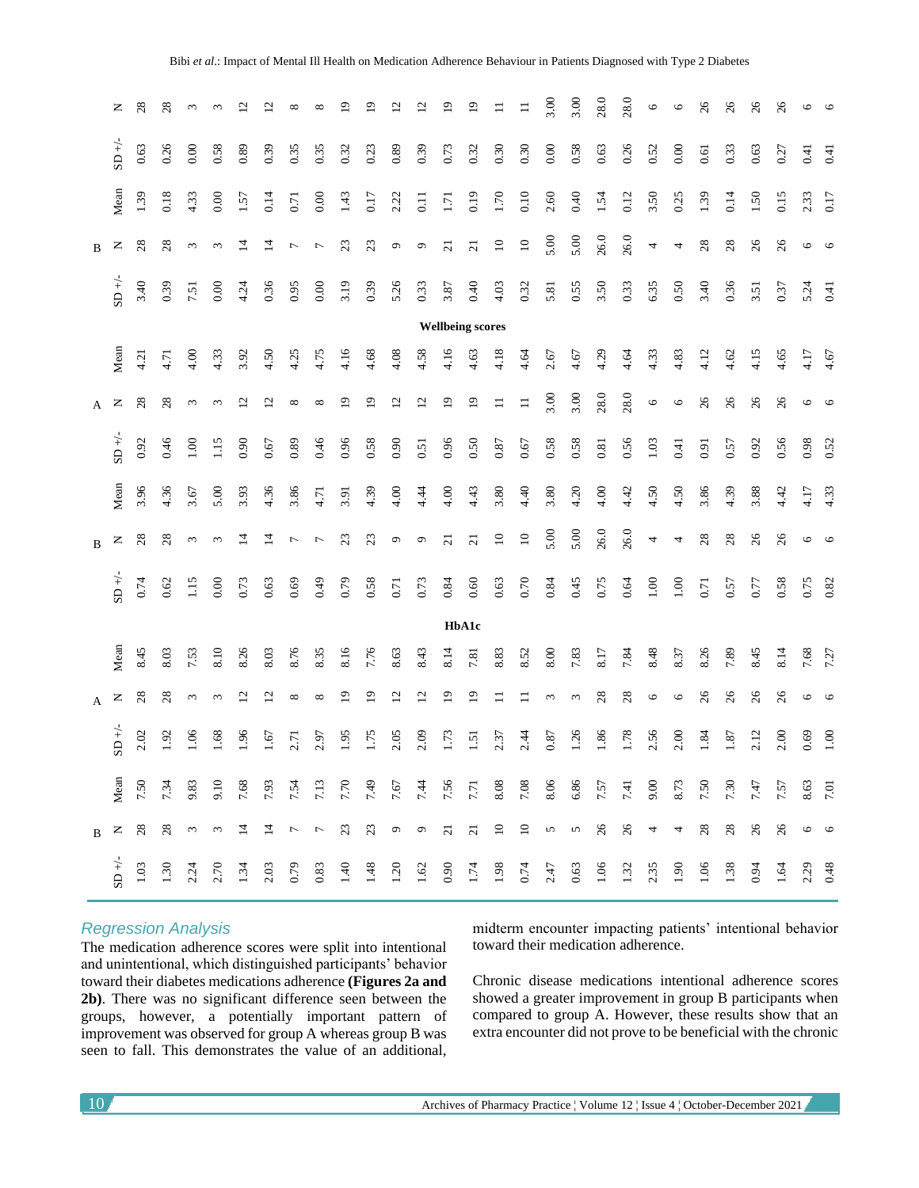| | | B | | | Wellbeing scores | | | | | | HbA1c | | | | | |
|---|---|---|---|---|---|---|---|---|---|---|---|---|---|---|---|---|
| | | | | | A | | | B | | | A | | | B | | |
| N | SD +/- | Mean | N | SD +/- | Mean | N | SD +/- | Mean | N | SD +/- | Mean | N | SD +/- | Mean | N | SD +/- |
| 28 | 0.63 | 1.39 | 28 | 3.40 | 4.21 | 28 | 0.92 | 3.96 | 28 | 0.74 | 8.45 | 28 | 2.02 | 7.50 | 28 | 1.03 |
| 28 | 0.26 | 0.18 | 28 | 0.39 | 4.71 | 28 | 0.46 | 4.36 | 28 | 0.62 | 8.03 | 28 | 1.92 | 7.34 | 28 | 1.30 |
| 3 | 0.00 | 4.33 | 3 | 7.51 | 4.00 | 3 | 1.00 | 3.67 | 3 | 1.15 | 7.53 | 3 | 1.06 | 9.83 | 3 | 2.24 |
| 3 | 0.58 | 0.00 | 3 | 0.00 | 4.33 | 3 | 1.15 | 5.00 | 3 | 0.00 | 8.10 | 3 | 1.68 | 9.10 | 3 | 2.70 |
| 12 | 0.89 | 1.57 | 14 | 4.24 | 3.92 | 12 | 0.90 | 3.93 | 14 | 0.73 | 8.26 | 12 | 1.96 | 7.68 | 14 | 1.34 |
| 12 | 0.39 | 0.14 | 14 | 0.36 | 4.50 | 12 | 0.67 | 4.36 | 14 | 0.63 | 8.03 | 12 | 1.67 | 7.93 | 14 | 2.03 |
| 8 | 0.35 | 0.71 | 7 | 0.95 | 4.25 | 8 | 0.89 | 3.86 | 7 | 0.69 | 8.76 | 8 | 2.71 | 7.54 | 7 | 0.79 |
| 8 | 0.35 | 0.00 | 7 | 0.00 | 4.75 | 8 | 0.46 | 4.71 | 7 | 0.49 | 8.35 | 8 | 2.97 | 7.13 | 7 | 0.83 |
| 19 | 0.32 | 1.43 | 23 | 3.19 | 4.16 | 19 | 0.96 | 3.91 | 23 | 0.79 | 8.16 | 19 | 1.95 | 7.70 | 23 | 1.40 |
| 19 | 0.23 | 0.17 | 23 | 0.39 | 4.68 | 19 | 0.58 | 4.39 | 23 | 0.58 | 7.76 | 19 | 1.75 | 7.49 | 23 | 1.48 |
| 12 | 0.89 | 2.22 | 9 | 5.26 | 4.08 | 12 | 0.90 | 4.00 | 9 | 0.71 | 8.63 | 12 | 2.05 | 7.67 | 9 | 1.20 |
| 12 | 0.39 | 0.11 | 9 | 0.33 | 4.58 | 12 | 0.51 | 4.44 | 9 | 0.73 | 8.43 | 12 | 2.09 | 7.44 | 9 | 1.62 |
| 19 | 0.73 | 1.71 | 21 | 3.87 | 4.16 | 19 | 0.96 | 4.00 | 21 | 0.84 | 8.14 | 19 | 1.73 | 7.56 | 21 | 0.90 |
| 19 | 0.32 | 0.19 | 21 | 0.40 | 4.63 | 19 | 0.50 | 4.43 | 21 | 0.60 | 7.81 | 19 | 1.51 | 7.71 | 21 | 1.74 |
| 11 | 0.30 | 1.70 | 10 | 4.03 | 4.18 | 11 | 0.87 | 3.80 | 10 | 0.63 | 8.83 | 11 | 2.37 | 8.08 | 10 | 1.98 |
| 11 | 0.30 | 0.10 | 10 | 0.32 | 4.64 | 11 | 0.67 | 4.40 | 10 | 0.70 | 8.52 | 11 | 2.44 | 7.08 | 10 | 0.74 |
| 3.00 | 0.00 | 2.60 | 5.00 | 5.81 | 2.67 | 3.00 | 0.58 | 3.80 | 5.00 | 0.84 | 8.00 | 3 | 0.87 | 8.06 | 5 | 2.47 |
| 3.00 | 0.58 | 0.40 | 5.00 | 0.55 | 4.67 | 3.00 | 0.58 | 4.20 | 5.00 | 0.45 | 7.83 | 3 | 1.26 | 6.86 | 5 | 0.63 |
| 28.0 | 0.63 | 1.54 | 26.0 | 3.50 | 4.29 | 28.0 | 0.81 | 4.00 | 26.0 | 0.75 | 8.17 | 28 | 1.86 | 7.57 | 26 | 1.06 |
| 28.0 | 0.26 | 0.12 | 26.0 | 0.33 | 4.64 | 28.0 | 0.56 | 4.42 | 26.0 | 0.64 | 7.84 | 28 | 1.78 | 7.41 | 26 | 1.32 |
| 6 | 0.52 | 3.50 | 4 | 6.35 | 4.33 | 6 | 1.03 | 4.50 | 4 | 1.00 | 8.48 | 6 | 2.56 | 9.00 | 4 | 2.35 |
| 6 | 0.00 | 0.25 | 4 | 0.50 | 4.83 | 6 | 0.41 | 4.50 | 4 | 1.00 | 8.37 | 6 | 2.00 | 8.73 | 4 | 1.90 |
| 26 | 0.61 | 1.39 | 28 | 3.40 | 4.12 | 26 | 0.91 | 3.86 | 28 | 0.71 | 8.26 | 26 | 1.84 | 7.50 | 28 | 1.06 |
| 26 | 0.33 | 0.14 | 28 | 0.36 | 4.62 | 26 | 0.57 | 4.39 | 28 | 0.57 | 7.89 | 26 | 1.87 | 7.30 | 28 | 1.38 |
| 26 | 0.63 | 1.50 | 26 | 3.51 | 4.15 | 26 | 0.92 | 3.88 | 26 | 0.77 | 8.45 | 26 | 2.12 | 7.47 | 26 | 0.94 |
| 26 | 0.27 | 0.15 | 26 | 0.37 | 4.65 | 26 | 0.56 | 4.42 | 26 | 0.58 | 8.14 | 26 | 2.00 | 7.57 | 26 | 1.64 |
| 6 | 0.41 | 2.33 | 6 | 5.24 | 4.17 | 6 | 0.98 | 4.17 | 6 | 0.75 | 7.68 | 6 | 0.69 | 8.63 | 6 | 2.29 |
| 6 | 0.41 | 0.17 | 6 | 0.41 | 4.67 | 6 | 0.52 | 4.33 | 6 | 0.82 | 7.27 | 6 | 1.00 | 7.01 | 6 | 0.48 |

### *Regression Analysis*

The medication adherence scores were split into intentional and unintentional, which distinguished participants' behavior toward their diabetes medications adherence **(Figures 2a and 2b)**. There was no significant difference seen between the groups, however, a potentially important pattern of improvement was observed for group A whereas group B was seen to fall. This demonstrates the value of an additional, midterm encounter impacting patients' intentional behavior toward their medication adherence.

Chronic disease medications intentional adherence scores showed a greater improvement in group B participants when compared to group A. However, these results show that an extra encounter did not prove to be beneficial with the chronic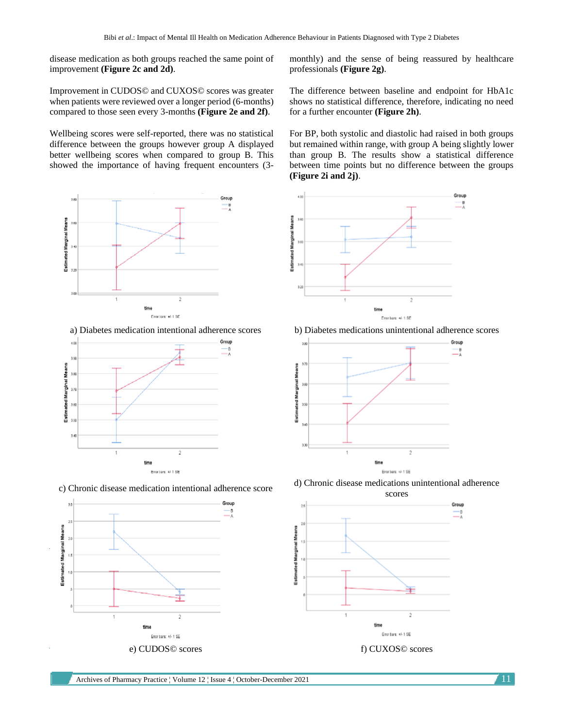disease medication as both groups reached the same point of improvement **(Figure 2c and 2d)**.

Improvement in CUDOS© and CUXOS© scores was greater when patients were reviewed over a longer period (6-months) compared to those seen every 3-months **(Figure 2e and 2f)**.

Wellbeing scores were self-reported, there was no statistical difference between the groups however group A displayed better wellbeing scores when compared to group B. This showed the importance of having frequent encounters (3-monthly) and the sense of being reassured by healthcare professionals **(Figure 2g)**.

The difference between baseline and endpoint for HbA1c shows no statistical difference, therefore, indicating no need for a further encounter **(Figure 2h)**.

For BP, both systolic and diastolic had raised in both groups but remained within range, with group A being slightly lower than group B. The results show a statistical difference between time points but no difference between the groups **(Figure 2i and 2j)**.

a) Diabetes medication intentional adherence scores

b) Diabetes medications unintentional adherence scores

c) Chronic disease medication intentional adherence score

d) Chronic disease medications unintentional adherence scores

e) CUDOS© scores

f) CUXOS© scores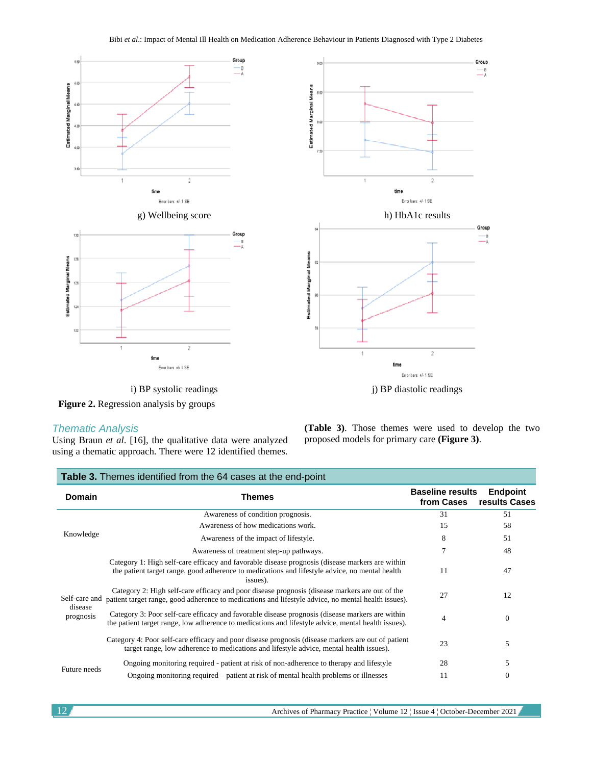g) Wellbeing score

h) HbA1c results

i) BP systolic readings

j) BP diastolic readings

**Figure 2.** Regression analysis by groups

### *Thematic Analysis*

Using Braun *et al*. [16], the qualitative data were analyzed using a thematic approach. There were 12 identified themes. **(Table 3)**. Those themes were used to develop the two proposed models for primary care **(Figure 3)**.

**Table 3.** Themes identified from the 64 cases at the end-point

| Domain | Themes | Baseline results from Cases | Endpoint results Cases |
|---|---|---|---|
| Knowledge | Awareness of condition prognosis. | 31 | 51 |
| | Awareness of how medications work. | 15 | 58 |
| | Awareness of the impact of lifestyle. | 8 | 51 |
| | Awareness of treatment step-up pathways. | 7 | 48 |
| Self-care and disease prognosis | Category 1: High self-care efficacy and favorable disease prognosis (disease markers are within the patient target range, good adherence to medications and lifestyle advice, no mental health issues). | 11 | 47 |
| | Category 2: High self-care efficacy and poor disease prognosis (disease markers are out of the patient target range, good adherence to medications and lifestyle advice, no mental health issues). | 27 | 12 |
| | Category 3: Poor self-care efficacy and favorable disease prognosis (disease markers are within the patient target range, low adherence to medications and lifestyle advice, mental health issues). | 4 | 0 |
| | Category 4: Poor self-care efficacy and poor disease prognosis (disease markers are out of patient target range, low adherence to medications and lifestyle advice, mental health issues). | 23 | 5 |
| Future needs | Ongoing monitoring required - patient at risk of non-adherence to therapy and lifestyle | 28 | 5 |
| | Ongoing monitoring required – patient at risk of mental health problems or illnesses | 11 | 0 |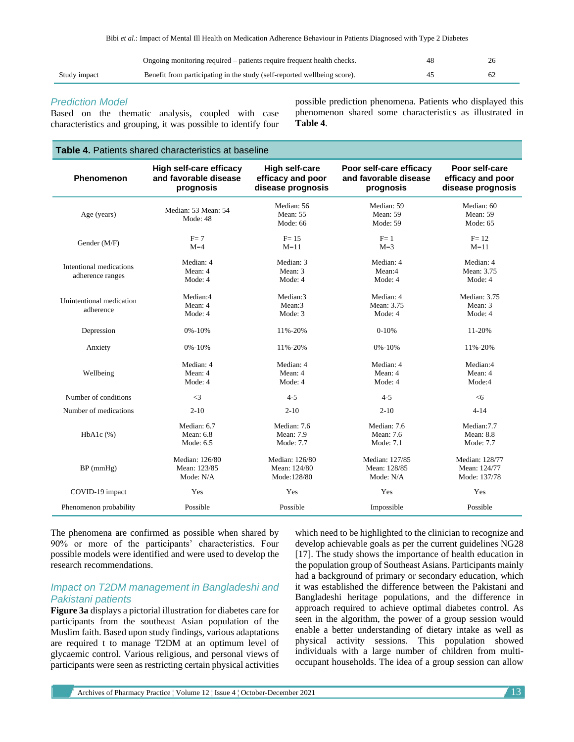| | Ongoing monitoring required – patients require frequent health checks. | 48 | 26 |
|---|---|---|---|
| Study impact | Benefit from participating in the study (self-reported wellbeing score). | 45 | 62 |

### Prediction Model

Based on the thematic analysis, coupled with case characteristics and grouping, it was possible to identify four possible prediction phenomena. Patients who displayed this phenomenon shared some characteristics as illustrated in **Table 4**.

**Table 4.** Patients shared characteristics at baseline

| Phenomenon | High self-care efficacy and favorable disease prognosis | High self-care efficacy and poor disease prognosis | Poor self-care efficacy and favorable disease prognosis | Poor self-care efficacy and poor disease prognosis |
|---|---|---|---|---|
| Age (years) | Median: 53 Mean: 54 Mode: 48 | Median: 56 Mean: 55 Mode: 66 | Median: 59 Mean: 59 Mode: 59 | Median: 60 Mean: 59 Mode: 65 |
| Gender (M/F) | F= 7 M=4 | F= 15 M=11 | F= 1 M=3 | F= 12 M=11 |
| Intentional medications adherence ranges | Median: 4 Mean: 4 Mode: 4 | Median: 3 Mean: 3 Mode: 4 | Median: 4 Mean:4 Mode: 4 | Median: 4 Mean: 3.75 Mode: 4 |
| Unintentional medication adherence | Median:4 Mean: 4 Mode: 4 | Median:3 Mean:3 Mode: 3 | Median: 4 Mean: 3.75 Mode: 4 | Median: 3.75 Mean: 3 Mode: 4 |
| Depression | 0%-10% | 11%-20% | 0-10% | 11-20% |
| Anxiety | 0%-10% | 11%-20% | 0%-10% | 11%-20% |
| Wellbeing | Median: 4 Mean: 4 Mode: 4 | Median: 4 Mean: 4 Mode: 4 | Median: 4 Mean: 4 Mode: 4 | Median:4 Mean: 4 Mode:4 |
| Number of conditions | <3 | 4-5 | 4-5 | <6 |
| Number of medications | 2-10 | 2-10 | 2-10 | 4-14 |
| HbA1c (%) | Median: 6.7 Mean: 6.8 Mode: 6.5 | Median: 7.6 Mean: 7.9 Mode: 7.7 | Median: 7.6 Mean: 7.6 Mode: 7.1 | Median:7.7 Mean: 8.8 Mode: 7.7 |
| BP (mmHg) | Median: 126/80 Mean: 123/85 Mode: N/A | Median: 126/80 Mean: 124/80 Mode:128/80 | Median: 127/85 Mean: 128/85 Mode: N/A | Median: 128/77 Mean: 124/77 Mode: 137/78 |
| COVID-19 impact | Yes | Yes | Yes | Yes |
| Phenomenon probability | Possible | Possible | Impossible | Possible |

The phenomena are confirmed as possible when shared by 90% or more of the participants' characteristics. Four possible models were identified and were used to develop the research recommendations.

### Impact on T2DM management in Bangladeshi and Pakistani patients

**Figure 3a** displays a pictorial illustration for diabetes care for participants from the southeast Asian population of the Muslim faith. Based upon study findings, various adaptations are required t to manage T2DM at an optimum level of glycaemic control. Various religious, and personal views of participants were seen as restricting certain physical activities which need to be highlighted to the clinician to recognize and develop achievable goals as per the current guidelines NG28 [17]. The study shows the importance of health education in the population group of Southeast Asians. Participants mainly had a background of primary or secondary education, which it was established the difference between the Pakistani and Bangladeshi heritage populations, and the difference in approach required to achieve optimal diabetes control. As seen in the algorithm, the power of a group session would enable a better understanding of dietary intake as well as physical activity sessions. This population showed individuals with a large number of children from multi-occupant households. The idea of a group session can allow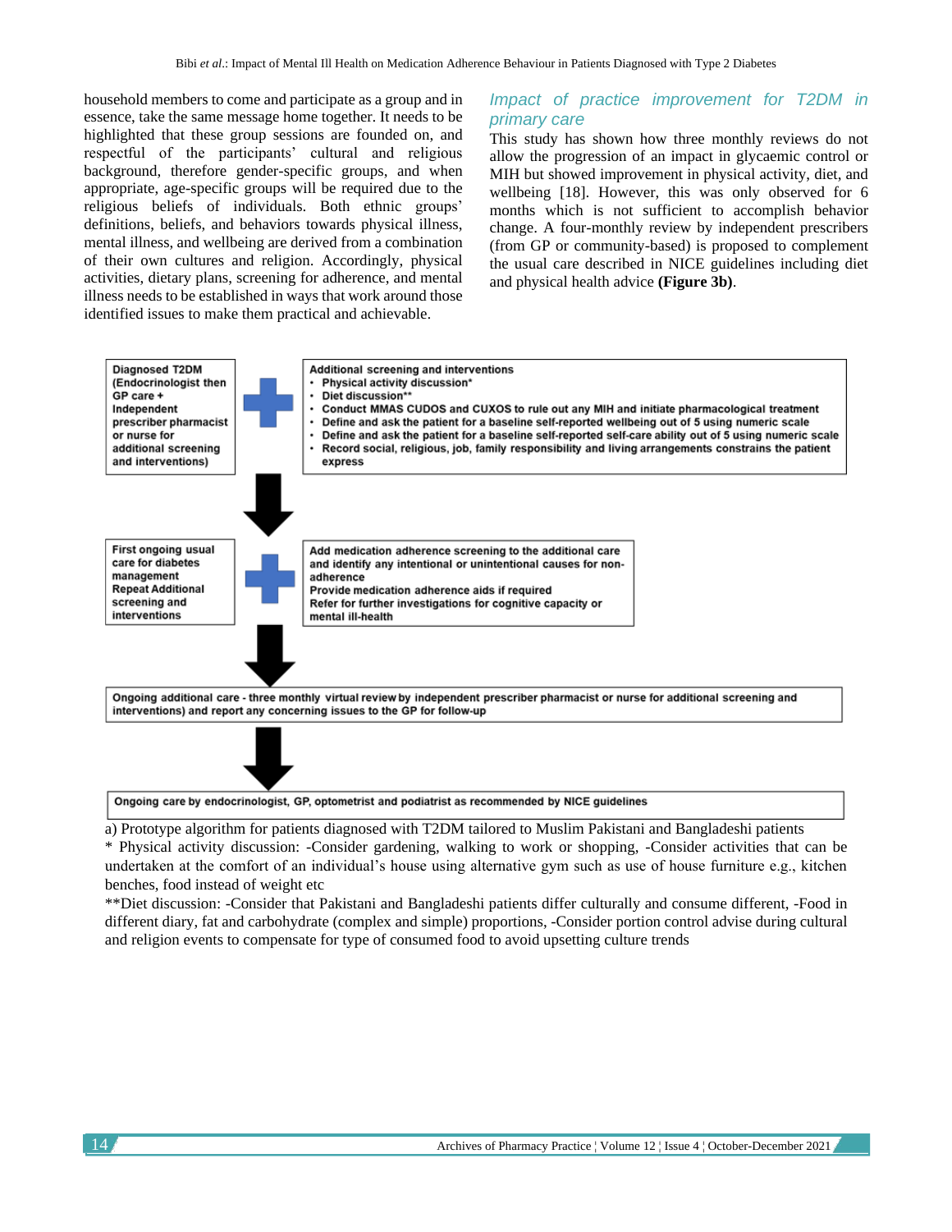household members to come and participate as a group and in essence, take the same message home together. It needs to be highlighted that these group sessions are founded on, and respectful of the participants' cultural and religious background, therefore gender-specific groups, and when appropriate, age-specific groups will be required due to the religious beliefs of individuals. Both ethnic groups' definitions, beliefs, and behaviors towards physical illness, mental illness, and wellbeing are derived from a combination of their own cultures and religion. Accordingly, physical activities, dietary plans, screening for adherence, and mental illness needs to be established in ways that work around those identified issues to make them practical and achievable.

### *Impact of practice improvement for T2DM in primary care*

This study has shown how three monthly reviews do not allow the progression of an impact in glycaemic control or MIH but showed improvement in physical activity, diet, and wellbeing [18]. However, this was only observed for 6 months which is not sufficient to accomplish behavior change. A four-monthly review by independent prescribers (from GP or community-based) is proposed to complement the usual care described in NICE guidelines including diet and physical health advice **(Figure 3b)**.

**Diagnosed T2DM (Endocrinologist then GP care + Independent prescriber pharmacist or nurse for additional screening and interventions)**

+

**Additional screening and interventions**
- **Physical activity discussion***
- **Diet discussion****
- **Conduct MMAS CUDOS and CUXOS to rule out any MIH and initiate pharmacological treatment**
- **Define and ask the patient for a baseline self-reported wellbeing out of 5 using numeric scale**
- **Define and ask the patient for a baseline self-reported self-care ability out of 5 using numeric scale**
- **Record social, religious, job, family responsibility and living arrangements constrains the patient express**

↓

**First ongoing usual care for diabetes management Repeat Additional screening and interventions**

+

**Add medication adherence screening to the additional care and identify any intentional or unintentional causes for non-adherence**
**Provide medication adherence aids if required**
**Refer for further investigations for cognitive capacity or mental ill-health**

↓

**Ongoing additional care - three monthly virtual review by independent prescriber pharmacist or nurse for additional screening and interventions) and report any concerning issues to the GP for follow-up**

↓

**Ongoing care by endocrinologist, GP, optometrist and podiatrist as recommended by NICE guidelines**

a) Prototype algorithm for patients diagnosed with T2DM tailored to Muslim Pakistani and Bangladeshi patients

* Physical activity discussion: -Consider gardening, walking to work or shopping, -Consider activities that can be undertaken at the comfort of an individual's house using alternative gym such as use of house furniture e.g., kitchen benches, food instead of weight etc

**Diet discussion: -Consider that Pakistani and Bangladeshi patients differ culturally and consume different, -Food in different diary, fat and carbohydrate (complex and simple) proportions, -Consider portion control advise during cultural and religion events to compensate for type of consumed food to avoid upsetting culture trends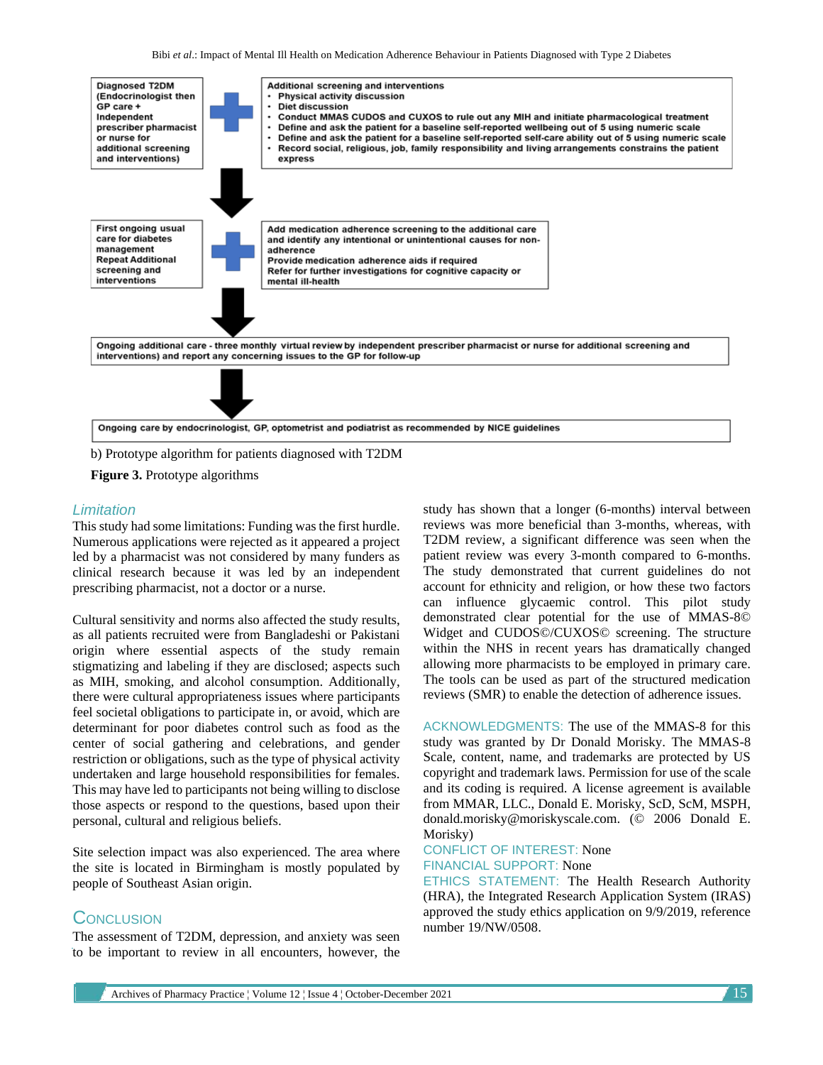Diagnosed T2DM (Endocrinologist then GP care + Independent prescriber pharmacist or nurse for additional screening and interventions)

Additional screening and interventions
- Physical activity discussion
- Diet discussion
- Conduct MMAS CUDOS and CUXOS to rule out any MIH and initiate pharmacological treatment
- Define and ask the patient for a baseline self-reported wellbeing out of 5 using numeric scale
- Define and ask the patient for a baseline self-reported self-care ability out of 5 using numeric scale
- Record social, religious, job, family responsibility and living arrangements constrains the patient express

First ongoing usual care for diabetes management
Repeat Additional screening and interventions

Add medication adherence screening to the additional care and identify any intentional or unintentional causes for non-adherence
Provide medication adherence aids if required
Refer for further investigations for cognitive capacity or mental ill-health

Ongoing additional care - three monthly virtual review by independent prescriber pharmacist or nurse for additional screening and interventions) and report any concerning issues to the GP for follow-up

Ongoing care by endocrinologist, GP, optometrist and podiatrist as recommended by NICE guidelines

b) Prototype algorithm for patients diagnosed with T2DM

**Figure 3.** Prototype algorithms

### Limitation

This study had some limitations: Funding was the first hurdle. Numerous applications were rejected as it appeared a project led by a pharmacist was not considered by many funders as clinical research because it was led by an independent prescribing pharmacist, not a doctor or a nurse.

Cultural sensitivity and norms also affected the study results, as all patients recruited were from Bangladeshi or Pakistani origin where essential aspects of the study remain stigmatizing and labeling if they are disclosed; aspects such as MIH, smoking, and alcohol consumption. Additionally, there were cultural appropriateness issues where participants feel societal obligations to participate in, or avoid, which are determinant for poor diabetes control such as food as the center of social gathering and celebrations, and gender restriction or obligations, such as the type of physical activity undertaken and large household responsibilities for females. This may have led to participants not being willing to disclose those aspects or respond to the questions, based upon their personal, cultural and religious beliefs.

Site selection impact was also experienced. The area where the site is located in Birmingham is mostly populated by people of Southeast Asian origin.

## Conclusion

The assessment of T2DM, depression, and anxiety was seen to be important to review in all encounters, however, the study has shown that a longer (6-months) interval between reviews was more beneficial than 3-months, whereas, with T2DM review, a significant difference was seen when the patient review was every 3-month compared to 6-months. The study demonstrated that current guidelines do not account for ethnicity and religion, or how these two factors can influence glycaemic control. This pilot study demonstrated clear potential for the use of MMAS-8© Widget and CUDOS©/CUXOS© screening. The structure within the NHS in recent years has dramatically changed allowing more pharmacists to be employed in primary care. The tools can be used as part of the structured medication reviews (SMR) to enable the detection of adherence issues.

ACKNOWLEDGMENTS: The use of the MMAS-8 for this study was granted by Dr Donald Morisky. The MMAS-8 Scale, content, name, and trademarks are protected by US copyright and trademark laws. Permission for use of the scale and its coding is required. A license agreement is available from MMAR, LLC., Donald E. Morisky, ScD, ScM, MSPH, donald.morisky@moriskyscale.com. (© 2006 Donald E. Morisky)

CONFLICT OF INTEREST: None

FINANCIAL SUPPORT: None

ETHICS STATEMENT: The Health Research Authority (HRA), the Integrated Research Application System (IRAS) approved the study ethics application on 9/9/2019, reference number 19/NW/0508.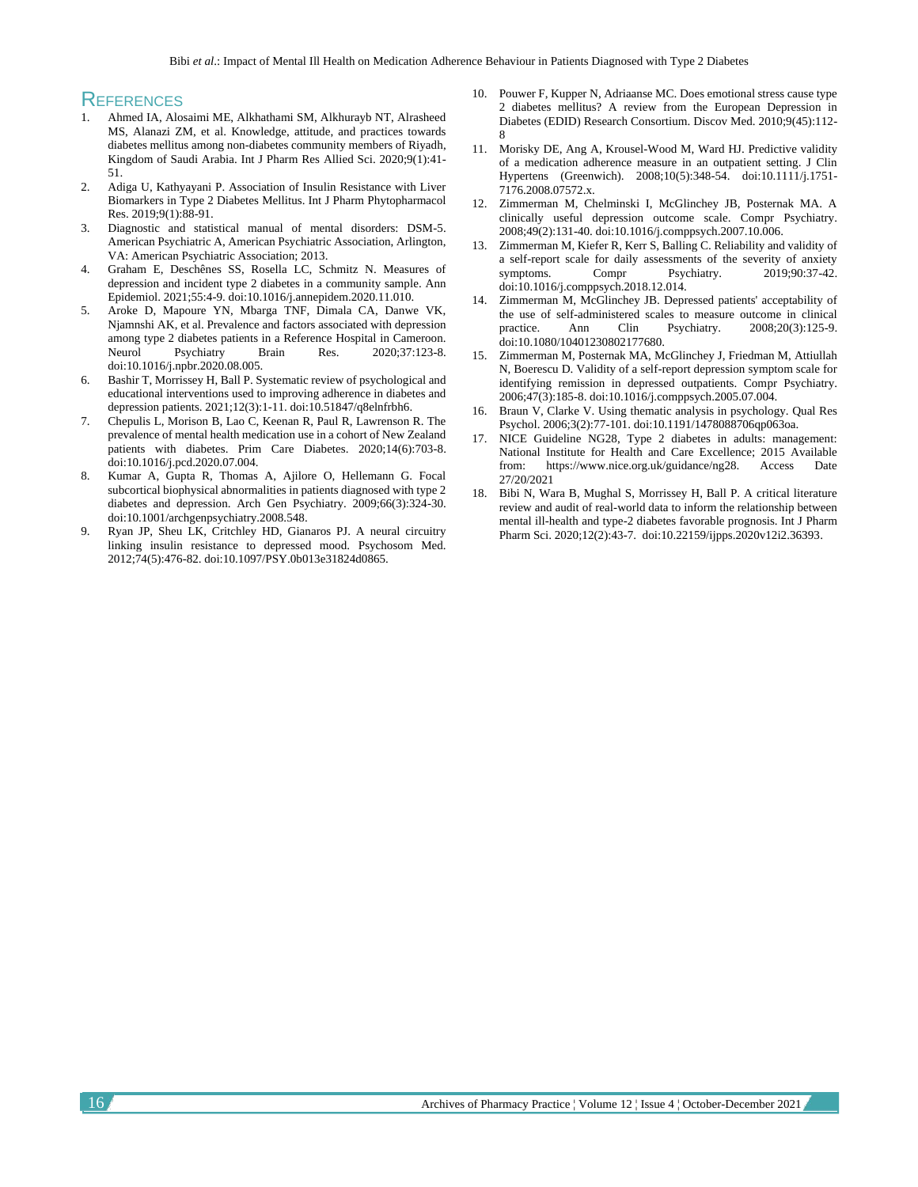## References

1. Ahmed IA, Alosaimi ME, Alkhathami SM, Alkhurayb NT, Alrasheed MS, Alanazi ZM, et al. Knowledge, attitude, and practices towards diabetes mellitus among non-diabetes community members of Riyadh, Kingdom of Saudi Arabia. Int J Pharm Res Allied Sci. 2020;9(1):41-51.
2. Adiga U, Kathyayani P. Association of Insulin Resistance with Liver Biomarkers in Type 2 Diabetes Mellitus. Int J Pharm Phytopharmacol Res. 2019;9(1):88-91.
3. Diagnostic and statistical manual of mental disorders: DSM-5. American Psychiatric A, American Psychiatric Association, Arlington, VA: American Psychiatric Association; 2013.
4. Graham E, Deschênes SS, Rosella LC, Schmitz N. Measures of depression and incident type 2 diabetes in a community sample. Ann Epidemiol. 2021;55:4-9. doi:10.1016/j.annepidem.2020.11.010.
5. Aroke D, Mapoure YN, Mbarga TNF, Dimala CA, Danwe VK, Njamnshi AK, et al. Prevalence and factors associated with depression among type 2 diabetes patients in a Reference Hospital in Cameroon. Neurol Psychiatry Brain Res. 2020;37:123-8. doi:10.1016/j.npbr.2020.08.005.
6. Bashir T, Morrissey H, Ball P. Systematic review of psychological and educational interventions used to improving adherence in diabetes and depression patients. 2021;12(3):1-11. doi:10.51847/q8elnfrbh6.
7. Chepulis L, Morison B, Lao C, Keenan R, Paul R, Lawrenson R. The prevalence of mental health medication use in a cohort of New Zealand patients with diabetes. Prim Care Diabetes. 2020;14(6):703-8. doi:10.1016/j.pcd.2020.07.004.
8. Kumar A, Gupta R, Thomas A, Ajilore O, Hellemann G. Focal subcortical biophysical abnormalities in patients diagnosed with type 2 diabetes and depression. Arch Gen Psychiatry. 2009;66(3):324-30. doi:10.1001/archgenpsychiatry.2008.548.
9. Ryan JP, Sheu LK, Critchley HD, Gianaros PJ. A neural circuitry linking insulin resistance to depressed mood. Psychosom Med. 2012;74(5):476-82. doi:10.1097/PSY.0b013e31824d0865.
10. Pouwer F, Kupper N, Adriaanse MC. Does emotional stress cause type 2 diabetes mellitus? A review from the European Depression in Diabetes (EDID) Research Consortium. Discov Med. 2010;9(45):112-8
11. Morisky DE, Ang A, Krousel-Wood M, Ward HJ. Predictive validity of a medication adherence measure in an outpatient setting. J Clin Hypertens (Greenwich). 2008;10(5):348-54. doi:10.1111/j.1751-7176.2008.07572.x.
12. Zimmerman M, Chelminski I, McGlinchey JB, Posternak MA. A clinically useful depression outcome scale. Compr Psychiatry. 2008;49(2):131-40. doi:10.1016/j.comppsych.2007.10.006.
13. Zimmerman M, Kiefer R, Kerr S, Balling C. Reliability and validity of a self-report scale for daily assessments of the severity of anxiety symptoms. Compr Psychiatry. 2019;90:37-42. doi:10.1016/j.comppsych.2018.12.014.
14. Zimmerman M, McGlinchey JB. Depressed patients' acceptability of the use of self-administered scales to measure outcome in clinical practice. Ann Clin Psychiatry. 2008;20(3):125-9. doi:10.1080/10401230802177680.
15. Zimmerman M, Posternak MA, McGlinchey J, Friedman M, Attiullah N, Boerescu D. Validity of a self-report depression symptom scale for identifying remission in depressed outpatients. Compr Psychiatry. 2006;47(3):185-8. doi:10.1016/j.comppsych.2005.07.004.
16. Braun V, Clarke V. Using thematic analysis in psychology. Qual Res Psychol. 2006;3(2):77-101. doi:10.1191/1478088706qp063oa.
17. NICE Guideline NG28, Type 2 diabetes in adults: management: National Institute for Health and Care Excellence; 2015 Available from: https://www.nice.org.uk/guidance/ng28. Access Date 27/20/2021
18. Bibi N, Wara B, Mughal S, Morrissey H, Ball P. A critical literature review and audit of real-world data to inform the relationship between mental ill-health and type-2 diabetes favorable prognosis. Int J Pharm Pharm Sci. 2020;12(2):43-7. doi:10.22159/ijpps.2020v12i2.36393.